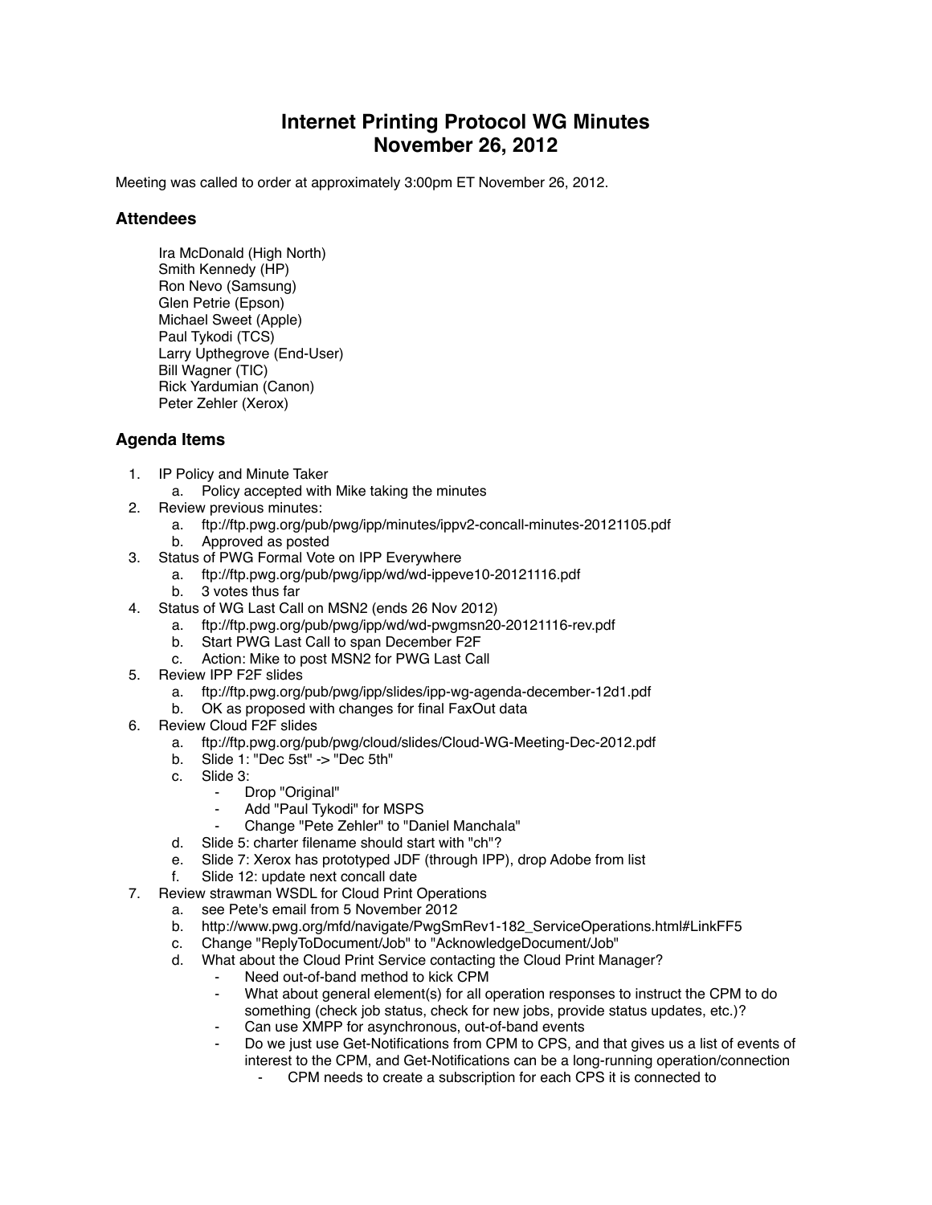# Internet Printing Protocol WG Minutes
# November 26, 2012

Meeting was called to order at approximately 3:00pm ET November 26, 2012.

## Attendees

Ira McDonald (High North)
Smith Kennedy (HP)
Ron Nevo (Samsung)
Glen Petrie (Epson)
Michael Sweet (Apple)
Paul Tykodi (TCS)
Larry Upthegrove (End-User)
Bill Wagner (TIC)
Rick Yardumian (Canon)
Peter Zehler (Xerox)

## Agenda Items

1. IP Policy and Minute Taker
   a. Policy accepted with Mike taking the minutes
2. Review previous minutes:
   a. ftp://ftp.pwg.org/pub/pwg/ipp/minutes/ippv2-concall-minutes-20121105.pdf
   b. Approved as posted
3. Status of PWG Formal Vote on IPP Everywhere
   a. ftp://ftp.pwg.org/pub/pwg/ipp/wd/wd-ippeve10-20121116.pdf
   b. 3 votes thus far
4. Status of WG Last Call on MSN2 (ends 26 Nov 2012)
   a. ftp://ftp.pwg.org/pub/pwg/ipp/wd/wd-pwgmsn20-20121116-rev.pdf
   b. Start PWG Last Call to span December F2F
   c. Action: Mike to post MSN2 for PWG Last Call
5. Review IPP F2F slides
   a. ftp://ftp.pwg.org/pub/pwg/ipp/slides/ipp-wg-agenda-december-12d1.pdf
   b. OK as proposed with changes for final FaxOut data
6. Review Cloud F2F slides
   a. ftp://ftp.pwg.org/pub/pwg/cloud/slides/Cloud-WG-Meeting-Dec-2012.pdf
   b. Slide 1: "Dec 5st" -> "Dec 5th"
   c. Slide 3:
      - Drop "Original"
      - Add "Paul Tykodi" for MSPS
      - Change "Pete Zehler" to "Daniel Manchala"
   d. Slide 5: charter filename should start with "ch"?
   e. Slide 7: Xerox has prototyped JDF (through IPP), drop Adobe from list
   f. Slide 12: update next concall date
7. Review strawman WSDL for Cloud Print Operations
   a. see Pete's email from 5 November 2012
   b. http://www.pwg.org/mfd/navigate/PwgSmRev1-182_ServiceOperations.html#LinkFF5
   c. Change "ReplyToDocument/Job" to "AcknowledgeDocument/Job"
   d. What about the Cloud Print Service contacting the Cloud Print Manager?
      - Need out-of-band method to kick CPM
      - What about general element(s) for all operation responses to instruct the CPM to do something (check job status, check for new jobs, provide status updates, etc.)?
      - Can use XMPP for asynchronous, out-of-band events
      - Do we just use Get-Notifications from CPM to CPS, and that gives us a list of events of interest to the CPM, and Get-Notifications can be a long-running operation/connection
        - CPM needs to create a subscription for each CPS it is connected to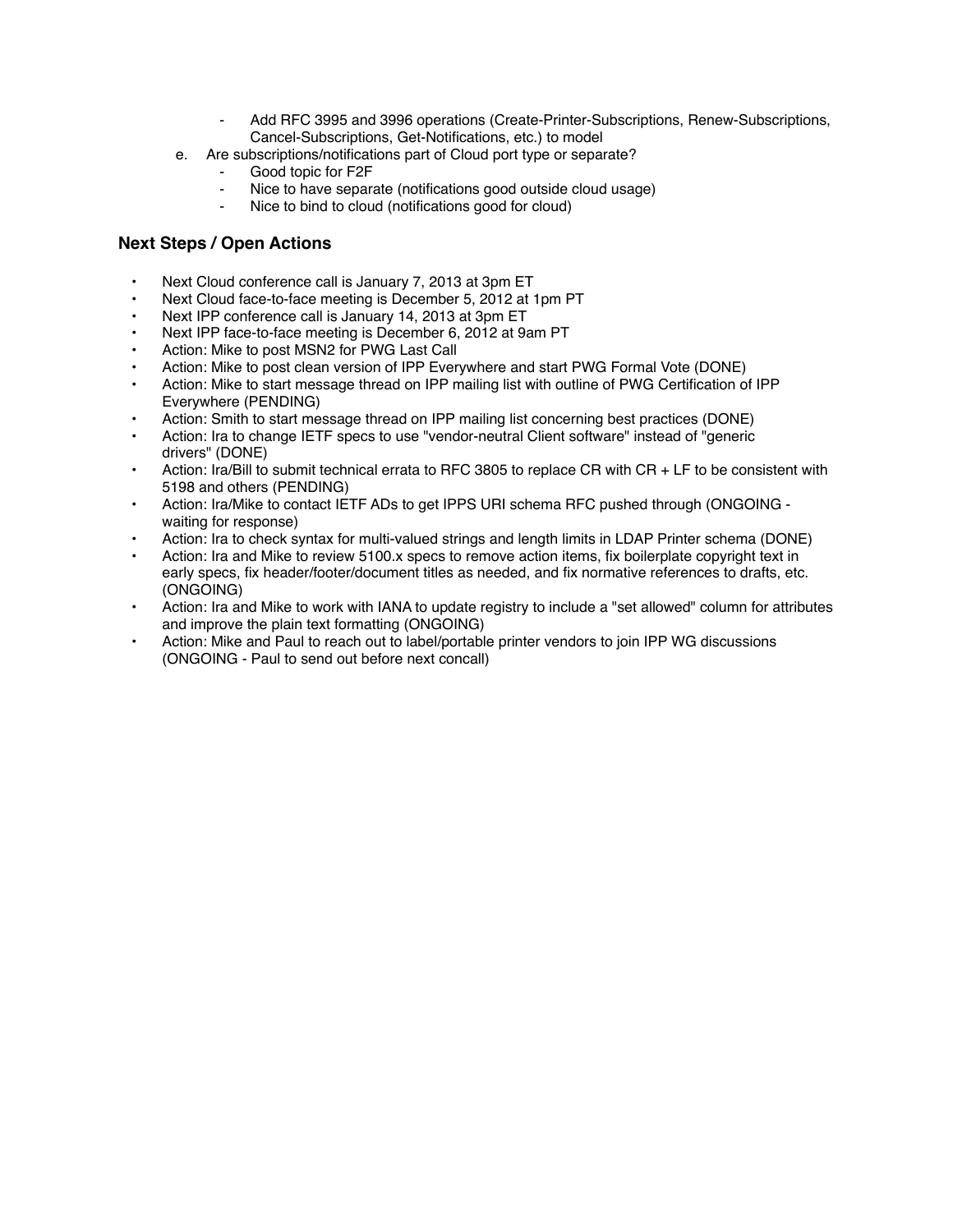- Add RFC 3995 and 3996 operations (Create-Printer-Subscriptions, Renew-Subscriptions, Cancel-Subscriptions, Get-Notifications, etc.) to model

e. Are subscriptions/notifications part of Cloud port type or separate?
    - Good topic for F2F
    - Nice to have separate (notifications good outside cloud usage)
    - Nice to bind to cloud (notifications good for cloud)

### Next Steps / Open Actions

- Next Cloud conference call is January 7, 2013 at 3pm ET
- Next Cloud face-to-face meeting is December 5, 2012 at 1pm PT
- Next IPP conference call is January 14, 2013 at 3pm ET
- Next IPP face-to-face meeting is December 6, 2012 at 9am PT
- Action: Mike to post MSN2 for PWG Last Call
- Action: Mike to post clean version of IPP Everywhere and start PWG Formal Vote (DONE)
- Action: Mike to start message thread on IPP mailing list with outline of PWG Certification of IPP Everywhere (PENDING)
- Action: Smith to start message thread on IPP mailing list concerning best practices (DONE)
- Action: Ira to change IETF specs to use "vendor-neutral Client software" instead of "generic drivers" (DONE)
- Action: Ira/Bill to submit technical errata to RFC 3805 to replace CR with CR + LF to be consistent with 5198 and others (PENDING)
- Action: Ira/Mike to contact IETF ADs to get IPPS URI schema RFC pushed through (ONGOING - waiting for response)
- Action: Ira to check syntax for multi-valued strings and length limits in LDAP Printer schema (DONE)
- Action: Ira and Mike to review 5100.x specs to remove action items, fix boilerplate copyright text in early specs, fix header/footer/document titles as needed, and fix normative references to drafts, etc. (ONGOING)
- Action: Ira and Mike to work with IANA to update registry to include a "set allowed" column for attributes and improve the plain text formatting (ONGOING)
- Action: Mike and Paul to reach out to label/portable printer vendors to join IPP WG discussions (ONGOING - Paul to send out before next concall)